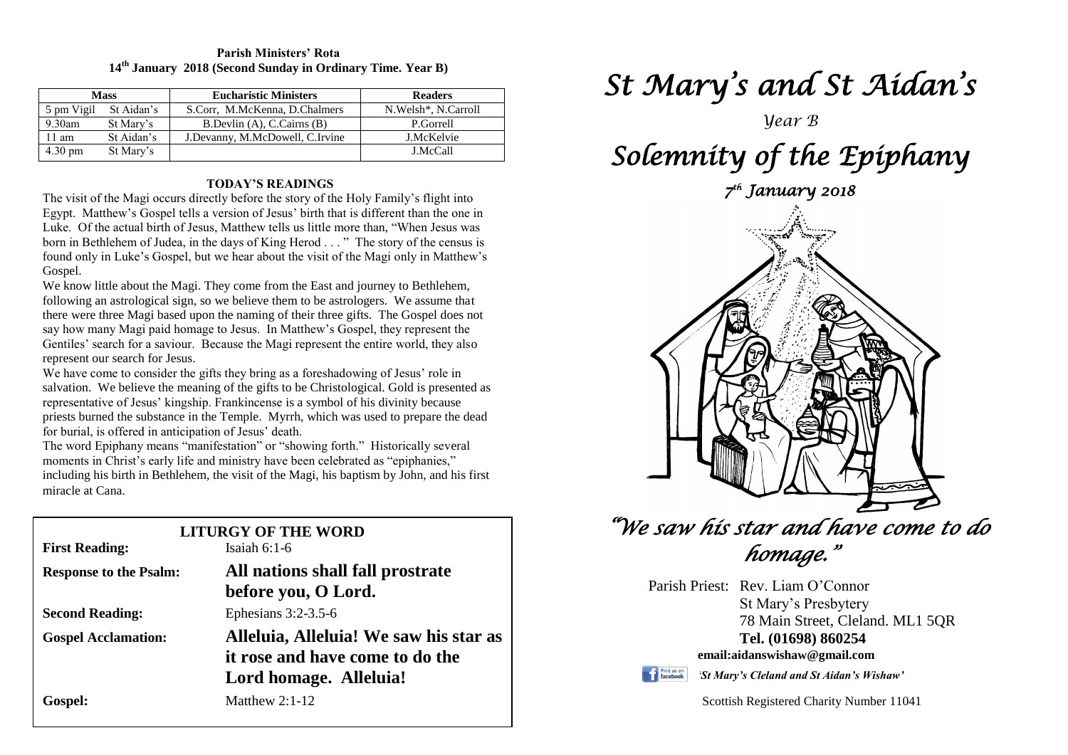**Parish Ministers' Rota**
**14th January 2018 (Second Sunday in Ordinary Time. Year B)**

| Mass | | Eucharistic Ministers | Readers |
|---|---|---|---|
| 5 pm Vigil | St Aidan's | S.Corr, M.McKenna, D.Chalmers | N.Welsh*, N.Carroll |
| 9.30am | St Mary's | B.Devlin (A), C.Cairns (B) | P.Gorrell |
| 11 am | St Aidan's | J.Devanny, M.McDowell, C.Irvine | J.McKelvie |
| 4.30 pm | St Mary's | | J.McCall |

**TODAY'S READINGS**

The visit of the Magi occurs directly before the story of the Holy Family's flight into Egypt. Matthew's Gospel tells a version of Jesus' birth that is different than the one in Luke. Of the actual birth of Jesus, Matthew tells us little more than, "When Jesus was born in Bethlehem of Judea, in the days of King Herod . . . " The story of the census is found only in Luke's Gospel, but we hear about the visit of the Magi only in Matthew's Gospel.

We know little about the Magi. They come from the East and journey to Bethlehem, following an astrological sign, so we believe them to be astrologers. We assume that there were three Magi based upon the naming of their three gifts. The Gospel does not say how many Magi paid homage to Jesus. In Matthew's Gospel, they represent the Gentiles' search for a saviour. Because the Magi represent the entire world, they also represent our search for Jesus.

We have come to consider the gifts they bring as a foreshadowing of Jesus' role in salvation. We believe the meaning of the gifts to be Christological. Gold is presented as representative of Jesus' kingship. Frankincense is a symbol of his divinity because priests burned the substance in the Temple. Myrrh, which was used to prepare the dead for burial, is offered in anticipation of Jesus' death.

The word Epiphany means "manifestation" or "showing forth." Historically several moments in Christ's early life and ministry have been celebrated as "epiphanies," including his birth in Bethlehem, the visit of the Magi, his baptism by John, and his first miracle at Cana.

**LITURGY OF THE WORD**

**First Reading:** Isaiah 6:1-6

**Response to the Psalm:** **All nations shall fall prostrate before you, O Lord.**

**Second Reading:** Ephesians 3:2-3.5-6

**Gospel Acclamation:** **Alleluia, Alleluia! We saw his star as it rose and have come to do the Lord homage. Alleluia!**

**Gospel:** Matthew 2:1-12

# *St Mary's and St Aidan's*

*Year B*

# *Solemnity of the Epiphany*

*7th January 2018*

*"We saw his star and have come to do homage."*

Parish Priest: Rev. Liam O'Connor
St Mary's Presbytery
78 Main Street, Cleland. ML1 5QR
**Tel. (01698) 860254**
**email:aidanswishaw@gmail.com**

*'St Mary's Cleland and St Aidan's Wishaw'*

Scottish Registered Charity Number 11041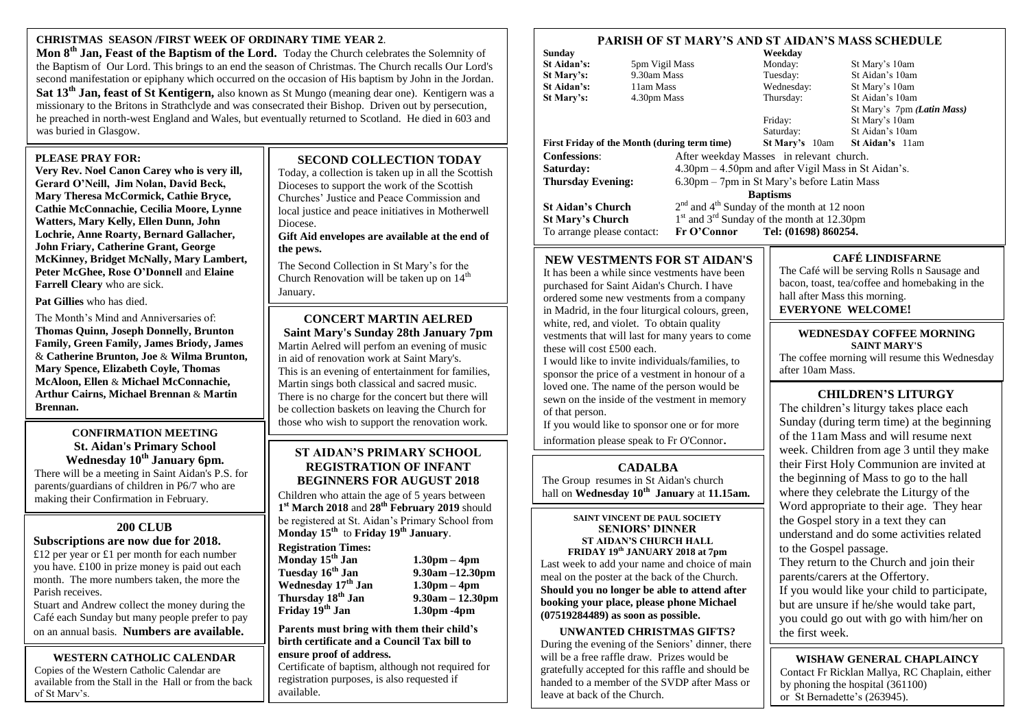## CHRISTMAS SEASON /FIRST WEEK OF ORDINARY TIME YEAR 2.

**Mon 8th Jan, Feast of the Baptism of the Lord.** Today the Church celebrates the Solemnity of the Baptism of Our Lord. This brings to an end the season of Christmas. The Church recalls Our Lord's second manifestation or epiphany which occurred on the occasion of His baptism by John in the Jordan. **Sat 13th Jan, feast of St Kentigern,** also known as St Mungo (meaning dear one). Kentigern was a missionary to the Britons in Strathclyde and was consecrated their Bishop. Driven out by persecution, he preached in north-west England and Wales, but eventually returned to Scotland. He died in 603 and was buried in Glasgow.

### PLEASE PRAY FOR:

**Very Rev. Noel Canon Carey who is very ill, Gerard O'Neill, Jim Nolan, David Beck, Mary Theresa McCormick, Cathie Bryce, Cathie McConnachie, Cecilia Moore, Lynne Watters, Mary Kelly, Ellen Dunn, John Lochrie, Anne Roarty, Bernard Gallacher, John Friary, Catherine Grant, George McKinney, Bridget McNally, Mary Lambert, Peter McGhee, Rose O'Donnell** and **Elaine Farrell Cleary** who are sick.

**Pat Gillies** who has died.

The Month's Mind and Anniversaries of: **Thomas Quinn, Joseph Donnelly, Brunton Family, Green Family, James Briody, James** & **Catherine Brunton, Joe** & **Wilma Brunton, Mary Spence, Elizabeth Coyle, Thomas McAloon, Ellen** & **Michael McConnachie, Arthur Cairns, Michael Brennan** & **Martin Brennan.**

### CONFIRMATION MEETING
**St. Aidan's Primary School**
**Wednesday 10th January 6pm.**

There will be a meeting in Saint Aidan's P.S. for parents/guardians of children in P6/7 who are making their Confirmation in February.

### 200 CLUB
**Subscriptions are now due for 2018.**

£12 per year or £1 per month for each number you have. £100 in prize money is paid out each month. The more numbers taken, the more the Parish receives.

Stuart and Andrew collect the money during the Café each Sunday but many people prefer to pay on an annual basis. **Numbers are available.**

### WESTERN CATHOLIC CALENDAR

Copies of the Western Catholic Calendar are available from the Stall in the Hall or from the back of St Mary's.

### SECOND COLLECTION TODAY

Today, a collection is taken up in all the Scottish Dioceses to support the work of the Scottish Churches' Justice and Peace Commission and local justice and peace initiatives in Motherwell Diocese.

**Gift Aid envelopes are available at the end of the pews.**

The Second Collection in St Mary's for the Church Renovation will be taken up on 14th January.

### CONCERT MARTIN AELRED
**Saint Mary's Sunday 28th January 7pm**

Martin Aelred will perfom an evening of music in aid of renovation work at Saint Mary's. This is an evening of entertainment for families, Martin sings both classical and sacred music. There is no charge for the concert but there will be collection baskets on leaving the Church for those who wish to support the renovation work.

### ST AIDAN'S PRIMARY SCHOOL REGISTRATION OF INFANT BEGINNERS FOR AUGUST 2018

Children who attain the age of 5 years between **1st March 2018** and **28th February 2019** should be registered at St. Aidan's Primary School from **Monday 15th** to **Friday 19th January**.

**Registration Times:**

| | |
|---|---|
| **Monday 15th Jan** | **1.30pm – 4pm** |
| **Tuesday 16th Jan** | **9.30am –12.30pm** |
| **Wednesday 17th Jan** | **1.30pm – 4pm** |
| **Thursday 18th Jan** | **9.30am – 12.30pm** |
| **Friday 19th Jan** | **1.30pm -4pm** |

**Parents must bring with them their child's birth certificate and a Council Tax bill to ensure proof of address.**

Certificate of baptism, although not required for registration purposes, is also requested if available.

## PARISH OF ST MARY'S AND ST AIDAN'S MASS SCHEDULE

| **Sunday** | | **Weekday** | |
|---|---|---|---|
| **St Aidan's:** | 5pm Vigil Mass | Monday: | St Mary's 10am |
| **St Mary's:** | 9.30am Mass | Tuesday: | St Aidan's 10am |
| **St Aidan's:** | 11am Mass | Wednesday: | St Mary's 10am |
| **St Mary's:** | 4.30pm Mass | Thursday: | St Aidan's 10am |
| | | | St Mary's 7pm *(Latin Mass)* |
| | | Friday: | St Mary's 10am |
| | | Saturday: | St Aidan's 10am |
| **First Friday of the Month (during term time)** | | **St Mary's** 10am | **St Aidan's** 11am |

**Confessions**: After weekday Masses in relevant church.
**Saturday:** 4.30pm – 4.50pm and after Vigil Mass in St Aidan's.
**Thursday Evening:** 6.30pm – 7pm in St Mary's before Latin Mass

**Baptisms**

**St Aidan's Church** 2nd and 4th Sunday of the month at 12 noon
**St Mary's Church** 1st and 3rd Sunday of the month at 12.30pm
To arrange please contact: **Fr O'Connor Tel: (01698) 860254.**

### NEW VESTMENTS FOR ST AIDAN'S

It has been a while since vestments have been purchased for Saint Aidan's Church. I have ordered some new vestments from a company in Madrid, in the four liturgical colours, green, white, red, and violet. To obtain quality vestments that will last for many years to come these will cost £500 each.

I would like to invite individuals/families, to sponsor the price of a vestment in honour of a loved one. The name of the person would be sewn on the inside of the vestment in memory of that person.

If you would like to sponsor one or for more information please speak to Fr O'Connor.

### CADALBA

The Group resumes in St Aidan's church hall on **Wednesday 10th January** at **11.15am.**

### SAINT VINCENT DE PAUL SOCIETY
**SENIORS' DINNER**
**ST AIDAN'S CHURCH HALL**
**FRIDAY 19th JANUARY 2018 at 7pm**

Last week to add your name and choice of main meal on the poster at the back of the Church. **Should you no longer be able to attend after booking your place, please phone Michael (07519284489) as soon as possible.**

**UNWANTED CHRISTMAS GIFTS?**

During the evening of the Seniors' dinner, there will be a free raffle draw. Prizes would be gratefully accepted for this raffle and should be handed to a member of the SVDP after Mass or leave at back of the Church.

### CAFÉ LINDISFARNE

The Café will be serving Rolls n Sausage and bacon, toast, tea/coffee and homebaking in the hall after Mass this morning.
**EVERYONE WELCOME!**

### WEDNESDAY COFFEE MORNING
**SAINT MARY'S**

The coffee morning will resume this Wednesday after 10am Mass.

### CHILDREN'S LITURGY

The children's liturgy takes place each Sunday (during term time) at the beginning of the 11am Mass and will resume next week. Children from age 3 until they make their First Holy Communion are invited at the beginning of Mass to go to the hall where they celebrate the Liturgy of the Word appropriate to their age. They hear the Gospel story in a text they can understand and do some activities related to the Gospel passage.

They return to the Church and join their parents/carers at the Offertory.

If you would like your child to participate, but are unsure if he/she would take part, you could go out with go with him/her on the first week.

### WISHAW GENERAL CHAPLAINCY

Contact Fr Ricklan Mallya, RC Chaplain, either by phoning the hospital (361100) or St Bernadette's (263945).